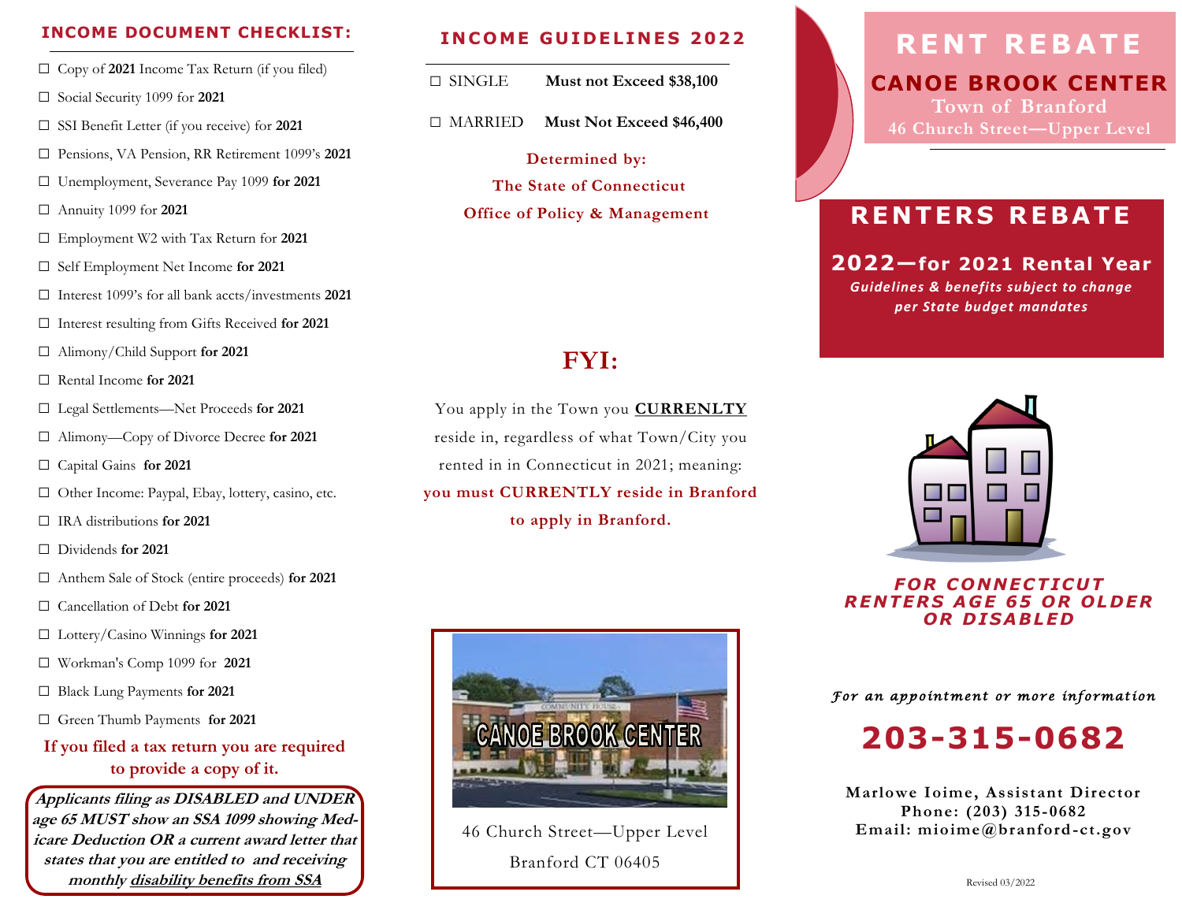## INCOME DOCUMENT CHECKLIST:

- ☐ Copy of **2021** Income Tax Return (if you filed)
- ☐ Social Security 1099 for **2021**
- ☐ SSI Benefit Letter (if you receive) for **2021**
- ☐ Pensions, VA Pension, RR Retirement 1099's **2021**
- ☐ Unemployment, Severance Pay 1099 **for 2021**
- ☐ Annuity 1099 for **2021**
- ☐ Employment W2 with Tax Return for **2021**
- ☐ Self Employment Net Income **for 2021**
- ☐ Interest 1099's for all bank accts/investments **2021**
- ☐ Interest resulting from Gifts Received **for 2021**
- ☐ Alimony/Child Support **for 2021**
- ☐ Rental Income **for 2021**
- ☐ Legal Settlements—Net Proceeds **for 2021**
- ☐ Alimony—Copy of Divorce Decree **for 2021**
- ☐ Capital Gains **for 2021**
- ☐ Other Income: Paypal, Ebay, lottery, casino, etc.
- ☐ IRA distributions **for 2021**
- ☐ Dividends **for 2021**
- ☐ Anthem Sale of Stock (entire proceeds) **for 2021**
- ☐ Cancellation of Debt **for 2021**
- ☐ Lottery/Casino Winnings **for 2021**
- ☐ Workman's Comp 1099 for **2021**
- ☐ Black Lung Payments **for 2021**
- ☐ Green Thumb Payments **for 2021**

**If you filed a tax return you are required to provide a copy of it.**

***Applicants filing as DISABLED and UNDER age 65 MUST show an SSA 1099 showing Medicare Deduction OR a current award letter that states that you are entitled to and receiving monthly disability benefits from SSA***

## INCOME GUIDELINES 2022

☐ SINGLE **Must not Exceed $38,100**

☐ MARRIED **Must Not Exceed $46,400**

**Determined by:**
**The State of Connecticut**
**Office of Policy & Management**

## FYI:

You apply in the Town you **CURRENLTY** reside in, regardless of what Town/City you rented in in Connecticut in 2021; meaning: **you must CURRENTLY reside in Branford to apply in Branford.**

46 Church Street—Upper Level
Branford CT 06405

# RENT REBATE

## CANOE BROOK CENTER

**Town of Branford**
**46 Church Street—Upper Level**

## RENTERS REBATE

### 2022—for 2021 Rental Year

***Guidelines & benefits subject to change per State budget mandates***

***FOR CONNECTICUT RENTERS AGE 65 OR OLDER OR DISABLED***

*For an appointment or more information*

## 203-315-0682

**Marlowe Ioime, Assistant Director**
**Phone: (203) 315-0682**
**Email: mioime@branford-ct.gov**

Revised 03/2022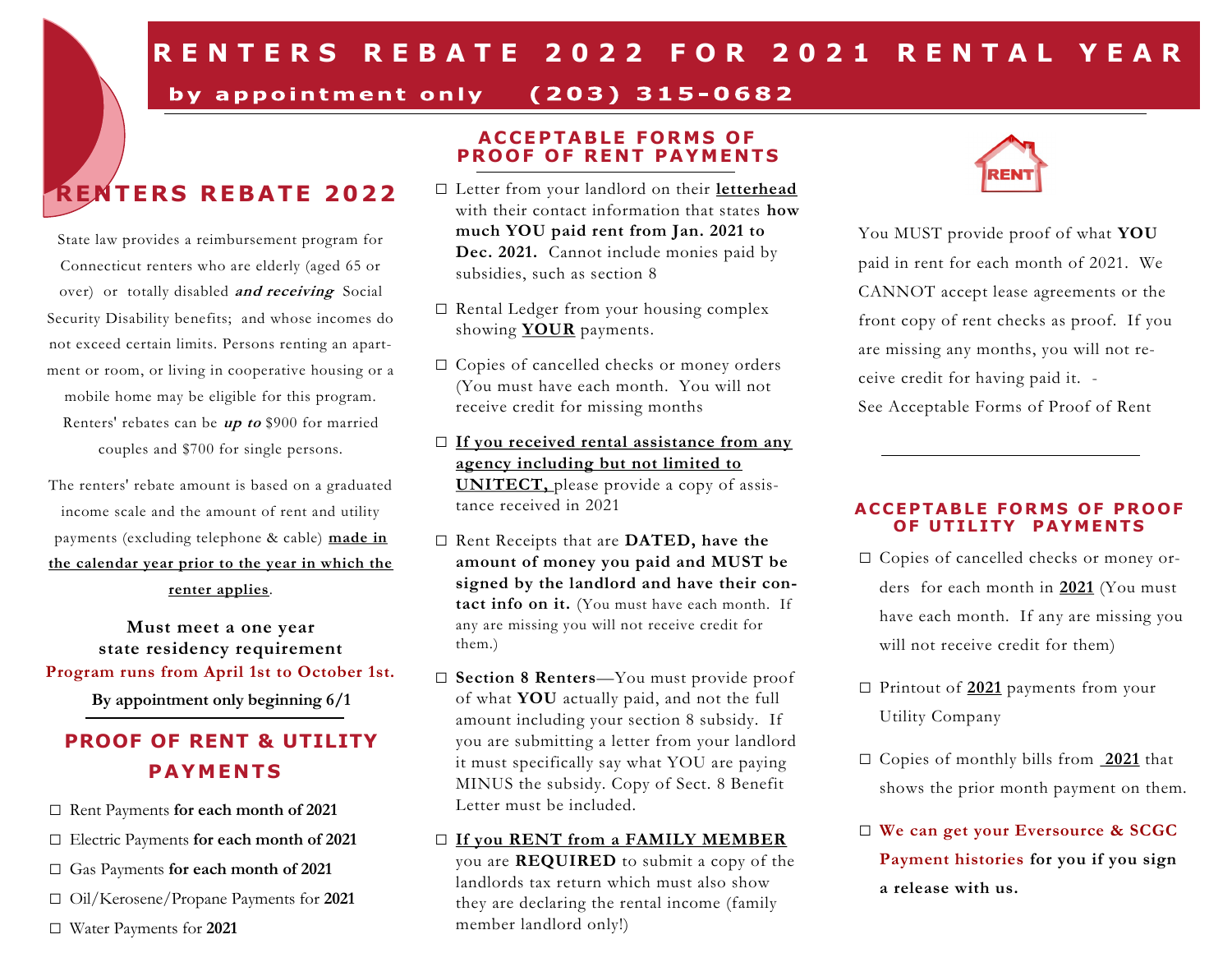// RENTERS REBATE 2022 FOR 2021 RENTAL YEAR

**by appointment only (203) 315-0682**

## RENTERS REBATE 2022

State law provides a reimbursement program for Connecticut renters who are elderly (aged 65 or over) or totally disabled ***and receiving*** Social Security Disability benefits; and whose incomes do not exceed certain limits. Persons renting an apartment or room, or living in cooperative housing or a mobile home may be eligible for this program. Renters' rebates can be ***up to*** $900 for married couples and $700 for single persons.

The renters' rebate amount is based on a graduated income scale and the amount of rent and utility payments (excluding telephone & cable) **made in the calendar year prior to the year in which the renter applies**.

**Must meet a one year state residency requirement**

**Program runs from April 1st to October 1st.**

**By appointment only beginning 6/1**

## PROOF OF RENT & UTILITY PAYMENTS

- ☐ Rent Payments **for each month of 2021**
- ☐ Electric Payments **for each month of 2021**
- ☐ Gas Payments **for each month of 2021**
- ☐ Oil/Kerosene/Propane Payments for **2021**
- ☐ Water Payments for **2021**

## ACCEPTABLE FORMS OF PROOF OF RENT PAYMENTS

- ☐ Letter from your landlord on their **letterhead** with their contact information that states **how much YOU paid rent from Jan. 2021 to Dec. 2021.** Cannot include monies paid by subsidies, such as section 8
- ☐ Rental Ledger from your housing complex showing **YOUR** payments.
- ☐ Copies of cancelled checks or money orders (You must have each month. You will not receive credit for missing months
- ☐ **If you received rental assistance from any agency including but not limited to UNITECT,** please provide a copy of assistance received in 2021
- ☐ Rent Receipts that are **DATED, have the amount of money you paid and MUST be signed by the landlord and have their contact info on it.** (You must have each month. If any are missing you will not receive credit for them.)
- ☐ **Section 8 Renters**—You must provide proof of what **YOU** actually paid, and not the full amount including your section 8 subsidy. If you are submitting a letter from your landlord it must specifically say what YOU are paying MINUS the subsidy. Copy of Sect. 8 Benefit Letter must be included.
- ☐ **If you RENT from a FAMILY MEMBER** you are **REQUIRED** to submit a copy of the landlords tax return which must also show they are declaring the rental income (family member landlord only!)

RENT

You MUST provide proof of what **YOU** paid in rent for each month of 2021. We CANNOT accept lease agreements or the front copy of rent checks as proof. If you are missing any months, you will not receive credit for having paid it. - See Acceptable Forms of Proof of Rent

## ACCEPTABLE FORMS OF PROOF OF UTILITY PAYMENTS

- ☐ Copies of cancelled checks or money orders for each month in **2021** (You must have each month. If any are missing you will not receive credit for them)
- ☐ Printout of **2021** payments from your Utility Company
- ☐ Copies of monthly bills from **2021** that shows the prior month payment on them.
- ☐ **We can get your Eversource & SCGC Payment histories for you if you sign a release with us.**